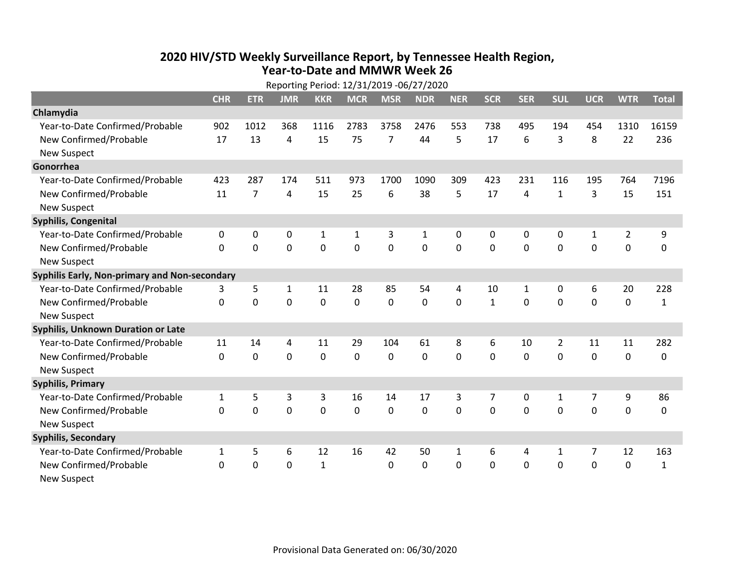# 2020 HIV/STD Weekly Surveillance Report, by Tennessee Health Region, Year-to-Date and MMWR Week 26

Reporting Period: 12/31/2019 -06/27/2020

| | CHR | ETR | JMR | KKR | MCR | MSR | NDR | NER | SCR | SER | SUL | UCR | WTR | Total |
|---|---|---|---|---|---|---|---|---|---|---|---|---|---|---|
| **Chlamydia** | | | | | | | | | | | | | | |
| Year-to-Date Confirmed/Probable | 902 | 1012 | 368 | 1116 | 2783 | 3758 | 2476 | 553 | 738 | 495 | 194 | 454 | 1310 | 16159 |
| New Confirmed/Probable | 17 | 13 | 4 | 15 | 75 | 7 | 44 | 5 | 17 | 6 | 3 | 8 | 22 | 236 |
| New Suspect | | | | | | | | | | | | | | |
| **Gonorrhea** | | | | | | | | | | | | | | |
| Year-to-Date Confirmed/Probable | 423 | 287 | 174 | 511 | 973 | 1700 | 1090 | 309 | 423 | 231 | 116 | 195 | 764 | 7196 |
| New Confirmed/Probable | 11 | 7 | 4 | 15 | 25 | 6 | 38 | 5 | 17 | 4 | 1 | 3 | 15 | 151 |
| New Suspect | | | | | | | | | | | | | | |
| **Syphilis, Congenital** | | | | | | | | | | | | | | |
| Year-to-Date Confirmed/Probable | 0 | 0 | 0 | 1 | 1 | 3 | 1 | 0 | 0 | 0 | 0 | 1 | 2 | 9 |
| New Confirmed/Probable | 0 | 0 | 0 | 0 | 0 | 0 | 0 | 0 | 0 | 0 | 0 | 0 | 0 | 0 |
| New Suspect | | | | | | | | | | | | | | |
| **Syphilis Early, Non-primary and Non-secondary** | | | | | | | | | | | | | | |
| Year-to-Date Confirmed/Probable | 3 | 5 | 1 | 11 | 28 | 85 | 54 | 4 | 10 | 1 | 0 | 6 | 20 | 228 |
| New Confirmed/Probable | 0 | 0 | 0 | 0 | 0 | 0 | 0 | 0 | 1 | 0 | 0 | 0 | 0 | 1 |
| New Suspect | | | | | | | | | | | | | | |
| **Syphilis, Unknown Duration or Late** | | | | | | | | | | | | | | |
| Year-to-Date Confirmed/Probable | 11 | 14 | 4 | 11 | 29 | 104 | 61 | 8 | 6 | 10 | 2 | 11 | 11 | 282 |
| New Confirmed/Probable | 0 | 0 | 0 | 0 | 0 | 0 | 0 | 0 | 0 | 0 | 0 | 0 | 0 | 0 |
| New Suspect | | | | | | | | | | | | | | |
| **Syphilis, Primary** | | | | | | | | | | | | | | |
| Year-to-Date Confirmed/Probable | 1 | 5 | 3 | 3 | 16 | 14 | 17 | 3 | 7 | 0 | 1 | 7 | 9 | 86 |
| New Confirmed/Probable | 0 | 0 | 0 | 0 | 0 | 0 | 0 | 0 | 0 | 0 | 0 | 0 | 0 | 0 |
| New Suspect | | | | | | | | | | | | | | |
| **Syphilis, Secondary** | | | | | | | | | | | | | | |
| Year-to-Date Confirmed/Probable | 1 | 5 | 6 | 12 | 16 | 42 | 50 | 1 | 6 | 4 | 1 | 7 | 12 | 163 |
| New Confirmed/Probable | 0 | 0 | 0 | 1 | | 0 | 0 | 0 | 0 | 0 | 0 | 0 | 0 | 1 |
| New Suspect | | | | | | | | | | | | | | |

Provisional Data Generated on: 06/30/2020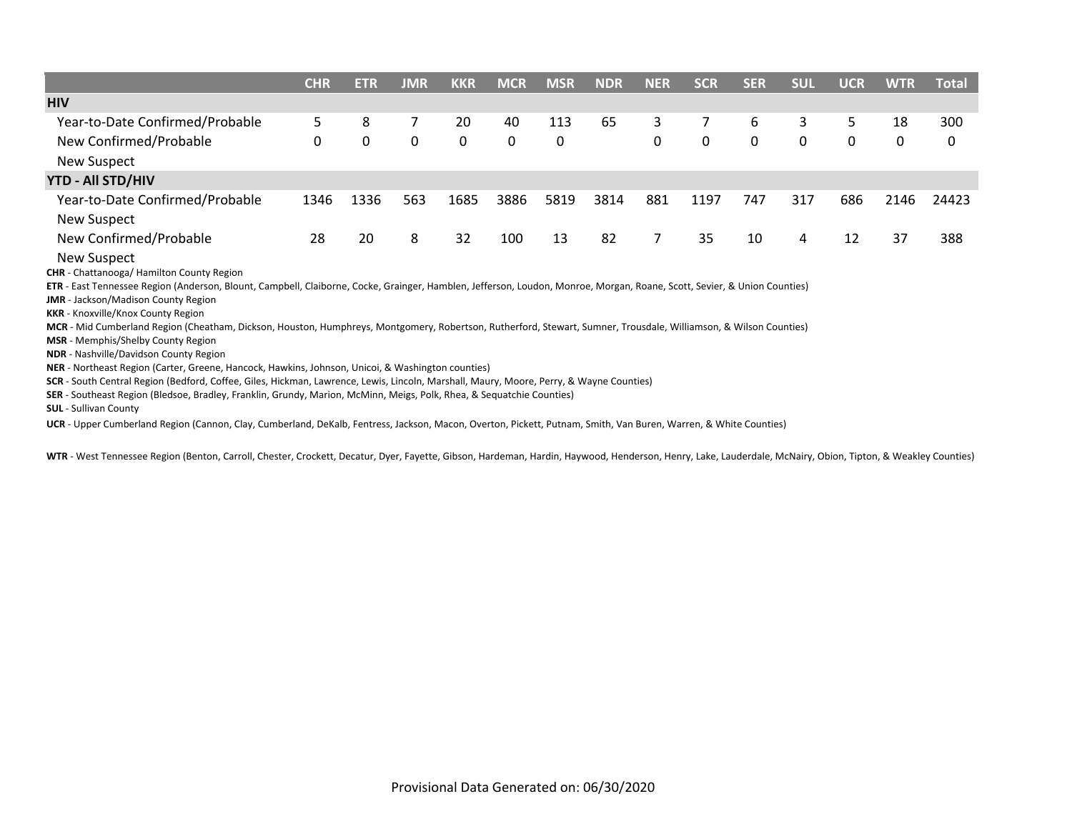| | CHR | ETR | JMR | KKR | MCR | MSR | NDR | NER | SCR | SER | SUL | UCR | WTR | Total |
|---|---|---|---|---|---|---|---|---|---|---|---|---|---|---|
| **HIV** | | | | | | | | | | | | | | |
| Year-to-Date Confirmed/Probable | 5 | 8 | 7 | 20 | 40 | 113 | 65 | 3 | 7 | 6 | 3 | 5 | 18 | 300 |
| New Confirmed/Probable | 0 | 0 | 0 | 0 | 0 | 0 | | 0 | 0 | 0 | 0 | 0 | 0 | 0 |
| New Suspect | | | | | | | | | | | | | | |
| **YTD - All STD/HIV** | | | | | | | | | | | | | | |
| Year-to-Date Confirmed/Probable | 1346 | 1336 | 563 | 1685 | 3886 | 5819 | 3814 | 881 | 1197 | 747 | 317 | 686 | 2146 | 24423 |
| New Suspect | | | | | | | | | | | | | | |
| New Confirmed/Probable | 28 | 20 | 8 | 32 | 100 | 13 | 82 | 7 | 35 | 10 | 4 | 12 | 37 | 388 |
| New Suspect | | | | | | | | | | | | | | |

**CHR** - Chattanooga/ Hamilton County Region

**ETR** - East Tennessee Region (Anderson, Blount, Campbell, Claiborne, Cocke, Grainger, Hamblen, Jefferson, Loudon, Monroe, Morgan, Roane, Scott, Sevier, & Union Counties)

**JMR** - Jackson/Madison County Region

**KKR** - Knoxville/Knox County Region

**MCR** - Mid Cumberland Region (Cheatham, Dickson, Houston, Humphreys, Montgomery, Robertson, Rutherford, Stewart, Sumner, Trousdale, Williamson, & Wilson Counties)

**MSR** - Memphis/Shelby County Region

**NDR** - Nashville/Davidson County Region

**NER** - Northeast Region (Carter, Greene, Hancock, Hawkins, Johnson, Unicoi, & Washington counties)

**SCR** - South Central Region (Bedford, Coffee, Giles, Hickman, Lawrence, Lewis, Lincoln, Marshall, Maury, Moore, Perry, & Wayne Counties)

**SER** - Southeast Region (Bledsoe, Bradley, Franklin, Grundy, Marion, McMinn, Meigs, Polk, Rhea, & Sequatchie Counties)

**SUL** - Sullivan County

**UCR** - Upper Cumberland Region (Cannon, Clay, Cumberland, DeKalb, Fentress, Jackson, Macon, Overton, Pickett, Putnam, Smith, Van Buren, Warren, & White Counties)

**WTR** - West Tennessee Region (Benton, Carroll, Chester, Crockett, Decatur, Dyer, Fayette, Gibson, Hardeman, Hardin, Haywood, Henderson, Henry, Lake, Lauderdale, McNairy, Obion, Tipton, & Weakley Counties)

Provisional Data Generated on: 06/30/2020